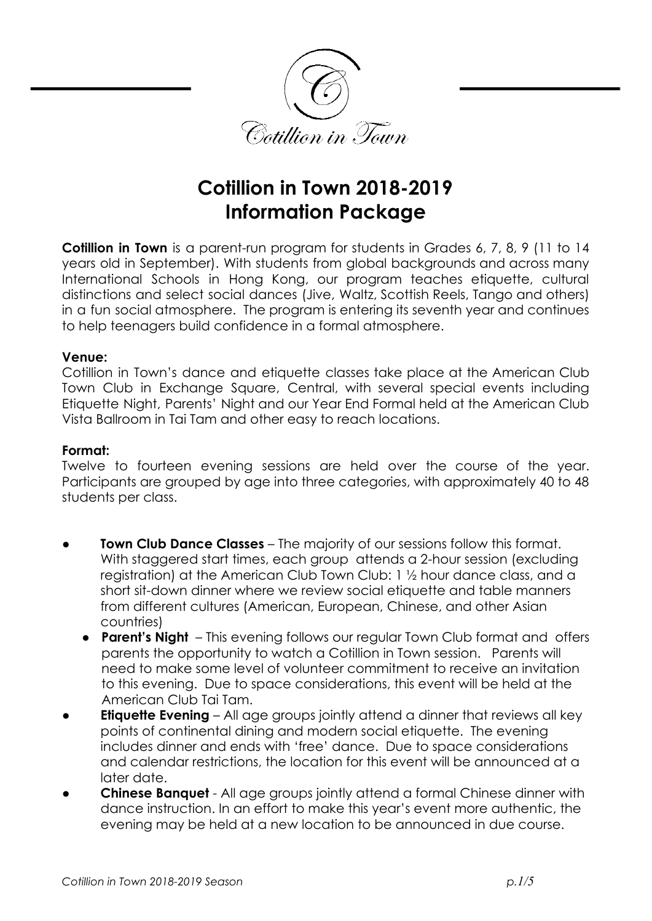Cotillion in Town

# Cotillion in Town 2018-2019 Information Package

**Cotillion in Town** is a parent-run program for students in Grades 6, 7, 8, 9 (11 to 14 years old in September). With students from global backgrounds and across many International Schools in Hong Kong, our program teaches etiquette, cultural distinctions and select social dances (Jive, Waltz, Scottish Reels, Tango and others) in a fun social atmosphere. The program is entering its seventh year and continues to help teenagers build confidence in a formal atmosphere.

**Venue:**

Cotillion in Town's dance and etiquette classes take place at the American Club Town Club in Exchange Square, Central, with several special events including Etiquette Night, Parents' Night and our Year End Formal held at the American Club Vista Ballroom in Tai Tam and other easy to reach locations.

**Format:**

Twelve to fourteen evening sessions are held over the course of the year. Participants are grouped by age into three categories, with approximately 40 to 48 students per class.

- **Town Club Dance Classes** – The majority of our sessions follow this format. With staggered start times, each group attends a 2-hour session (excluding registration) at the American Club Town Club: 1 ½ hour dance class, and a short sit-down dinner where we review social etiquette and table manners from different cultures (American, European, Chinese, and other Asian countries)
  - **Parent's Night** – This evening follows our regular Town Club format and offers parents the opportunity to watch a Cotillion in Town session. Parents will need to make some level of volunteer commitment to receive an invitation to this evening. Due to space considerations, this event will be held at the American Club Tai Tam.
- **Etiquette Evening** – All age groups jointly attend a dinner that reviews all key points of continental dining and modern social etiquette. The evening includes dinner and ends with 'free' dance. Due to space considerations and calendar restrictions, the location for this event will be announced at a later date.
- **Chinese Banquet** - All age groups jointly attend a formal Chinese dinner with dance instruction. In an effort to make this year's event more authentic, the evening may be held at a new location to be announced in due course.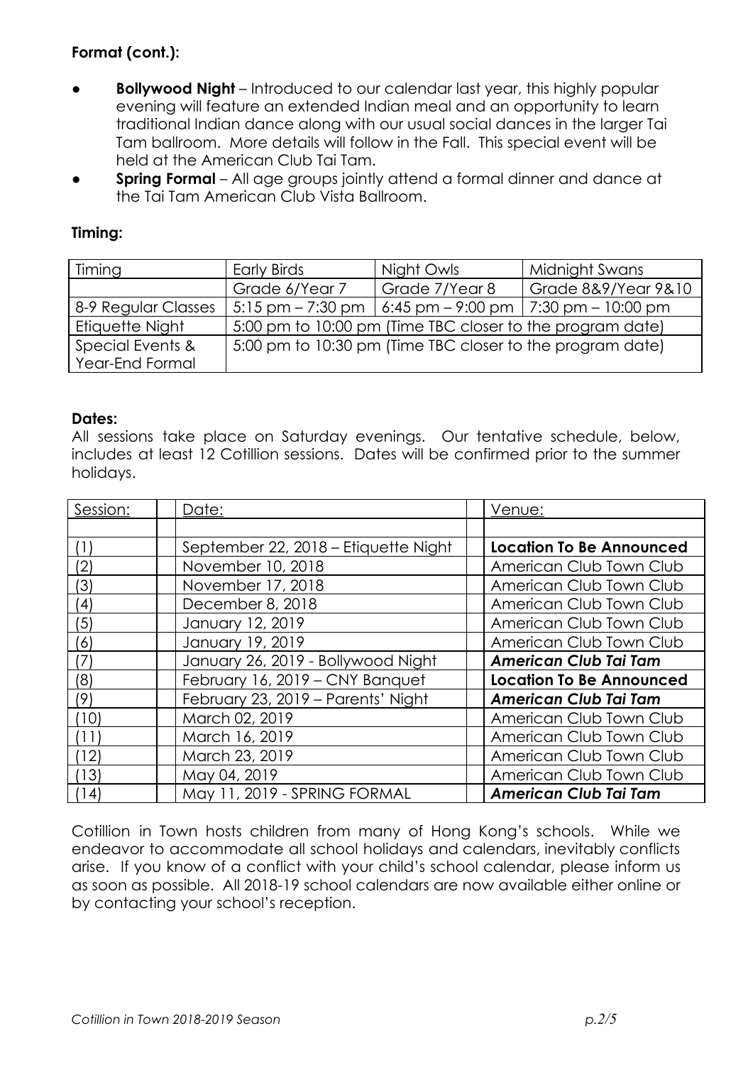**Format (cont.):**

- **Bollywood Night** – Introduced to our calendar last year, this highly popular evening will feature an extended Indian meal and an opportunity to learn traditional Indian dance along with our usual social dances in the larger Tai Tam ballroom. More details will follow in the Fall. This special event will be held at the American Club Tai Tam.
- **Spring Formal** – All age groups jointly attend a formal dinner and dance at the Tai Tam American Club Vista Ballroom.

**Timing:**

| Timing | Early Birds | Night Owls | Midnight Swans |
|---|---|---|---|
| | Grade 6/Year 7 | Grade 7/Year 8 | Grade 8&9/Year 9&10 |
| 8-9 Regular Classes | 5:15 pm – 7:30 pm | 6:45 pm – 9:00 pm | 7:30 pm – 10:00 pm |
| Etiquette Night | 5:00 pm to 10:00 pm (Time TBC closer to the program date) | | |
| Special Events & Year-End Formal | 5:00 pm to 10:30 pm (Time TBC closer to the program date) | | |

**Dates:**

All sessions take place on Saturday evenings. Our tentative schedule, below, includes at least 12 Cotillion sessions. Dates will be confirmed prior to the summer holidays.

| Session: | Date: | Venue: |
|---|---|---|
| (1) | September 22, 2018 – Etiquette Night | **Location To Be Announced** |
| (2) | November 10, 2018 | American Club Town Club |
| (3) | November 17, 2018 | American Club Town Club |
| (4) | December 8, 2018 | American Club Town Club |
| (5) | January 12, 2019 | American Club Town Club |
| (6) | January 19, 2019 | American Club Town Club |
| (7) | January 26, 2019 - Bollywood Night | ***American Club Tai Tam*** |
| (8) | February 16, 2019 – CNY Banquet | **Location To Be Announced** |
| (9) | February 23, 2019 – Parents' Night | ***American Club Tai Tam*** |
| (10) | March 02, 2019 | American Club Town Club |
| (11) | March 16, 2019 | American Club Town Club |
| (12) | March 23, 2019 | American Club Town Club |
| (13) | May 04, 2019 | American Club Town Club |
| (14) | May 11, 2019 - SPRING FORMAL | ***American Club Tai Tam*** |

Cotillion in Town hosts children from many of Hong Kong's schools. While we endeavor to accommodate all school holidays and calendars, inevitably conflicts arise. If you know of a conflict with your child's school calendar, please inform us as soon as possible. All 2018-19 school calendars are now available either online or by contacting your school's reception.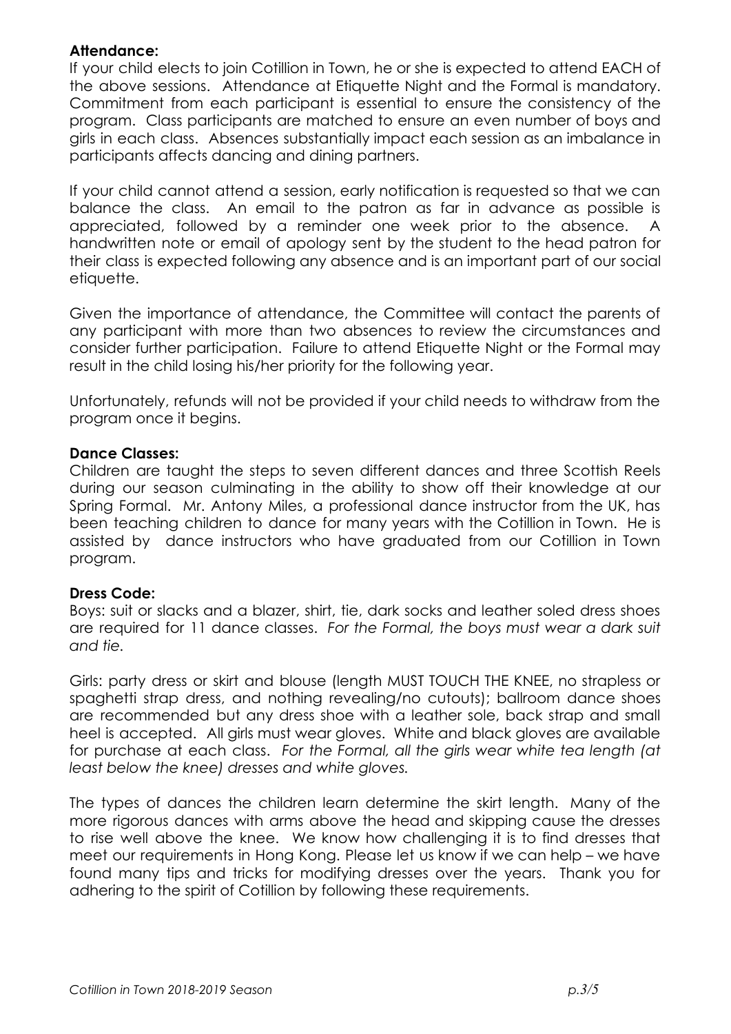**Attendance:**

If your child elects to join Cotillion in Town, he or she is expected to attend EACH of the above sessions. Attendance at Etiquette Night and the Formal is mandatory. Commitment from each participant is essential to ensure the consistency of the program. Class participants are matched to ensure an even number of boys and girls in each class. Absences substantially impact each session as an imbalance in participants affects dancing and dining partners.

If your child cannot attend a session, early notification is requested so that we can balance the class. An email to the patron as far in advance as possible is appreciated, followed by a reminder one week prior to the absence. A handwritten note or email of apology sent by the student to the head patron for their class is expected following any absence and is an important part of our social etiquette.

Given the importance of attendance, the Committee will contact the parents of any participant with more than two absences to review the circumstances and consider further participation. Failure to attend Etiquette Night or the Formal may result in the child losing his/her priority for the following year.

Unfortunately, refunds will not be provided if your child needs to withdraw from the program once it begins.

**Dance Classes:**

Children are taught the steps to seven different dances and three Scottish Reels during our season culminating in the ability to show off their knowledge at our Spring Formal. Mr. Antony Miles, a professional dance instructor from the UK, has been teaching children to dance for many years with the Cotillion in Town. He is assisted by dance instructors who have graduated from our Cotillion in Town program.

**Dress Code:**

Boys: suit or slacks and a blazer, shirt, tie, dark socks and leather soled dress shoes are required for 11 dance classes. *For the Formal, the boys must wear a dark suit and tie.*

Girls: party dress or skirt and blouse (length MUST TOUCH THE KNEE, no strapless or spaghetti strap dress, and nothing revealing/no cutouts); ballroom dance shoes are recommended but any dress shoe with a leather sole, back strap and small heel is accepted. All girls must wear gloves. White and black gloves are available for purchase at each class. *For the Formal, all the girls wear white tea length (at least below the knee) dresses and white gloves.*

The types of dances the children learn determine the skirt length. Many of the more rigorous dances with arms above the head and skipping cause the dresses to rise well above the knee. We know how challenging it is to find dresses that meet our requirements in Hong Kong. Please let us know if we can help – we have found many tips and tricks for modifying dresses over the years. Thank you for adhering to the spirit of Cotillion by following these requirements.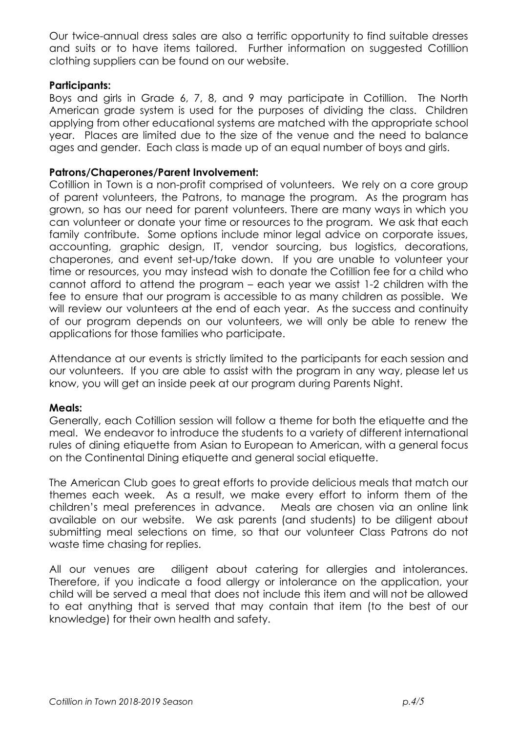Our twice-annual dress sales are also a terrific opportunity to find suitable dresses and suits or to have items tailored. Further information on suggested Cotillion clothing suppliers can be found on our website.

**Participants:**
Boys and girls in Grade 6, 7, 8, and 9 may participate in Cotillion. The North American grade system is used for the purposes of dividing the class. Children applying from other educational systems are matched with the appropriate school year. Places are limited due to the size of the venue and the need to balance ages and gender. Each class is made up of an equal number of boys and girls.

**Patrons/Chaperones/Parent Involvement:**
Cotillion in Town is a non-profit comprised of volunteers. We rely on a core group of parent volunteers, the Patrons, to manage the program. As the program has grown, so has our need for parent volunteers. There are many ways in which you can volunteer or donate your time or resources to the program. We ask that each family contribute. Some options include minor legal advice on corporate issues, accounting, graphic design, IT, vendor sourcing, bus logistics, decorations, chaperones, and event set-up/take down. If you are unable to volunteer your time or resources, you may instead wish to donate the Cotillion fee for a child who cannot afford to attend the program – each year we assist 1-2 children with the fee to ensure that our program is accessible to as many children as possible. We will review our volunteers at the end of each year. As the success and continuity of our program depends on our volunteers, we will only be able to renew the applications for those families who participate.

Attendance at our events is strictly limited to the participants for each session and our volunteers. If you are able to assist with the program in any way, please let us know, you will get an inside peek at our program during Parents Night.

**Meals:**
Generally, each Cotillion session will follow a theme for both the etiquette and the meal. We endeavor to introduce the students to a variety of different international rules of dining etiquette from Asian to European to American, with a general focus on the Continental Dining etiquette and general social etiquette.

The American Club goes to great efforts to provide delicious meals that match our themes each week. As a result, we make every effort to inform them of the children's meal preferences in advance. Meals are chosen via an online link available on our website. We ask parents (and students) to be diligent about submitting meal selections on time, so that our volunteer Class Patrons do not waste time chasing for replies.

All our venues are diligent about catering for allergies and intolerances. Therefore, if you indicate a food allergy or intolerance on the application, your child will be served a meal that does not include this item and will not be allowed to eat anything that is served that may contain that item (to the best of our knowledge) for their own health and safety.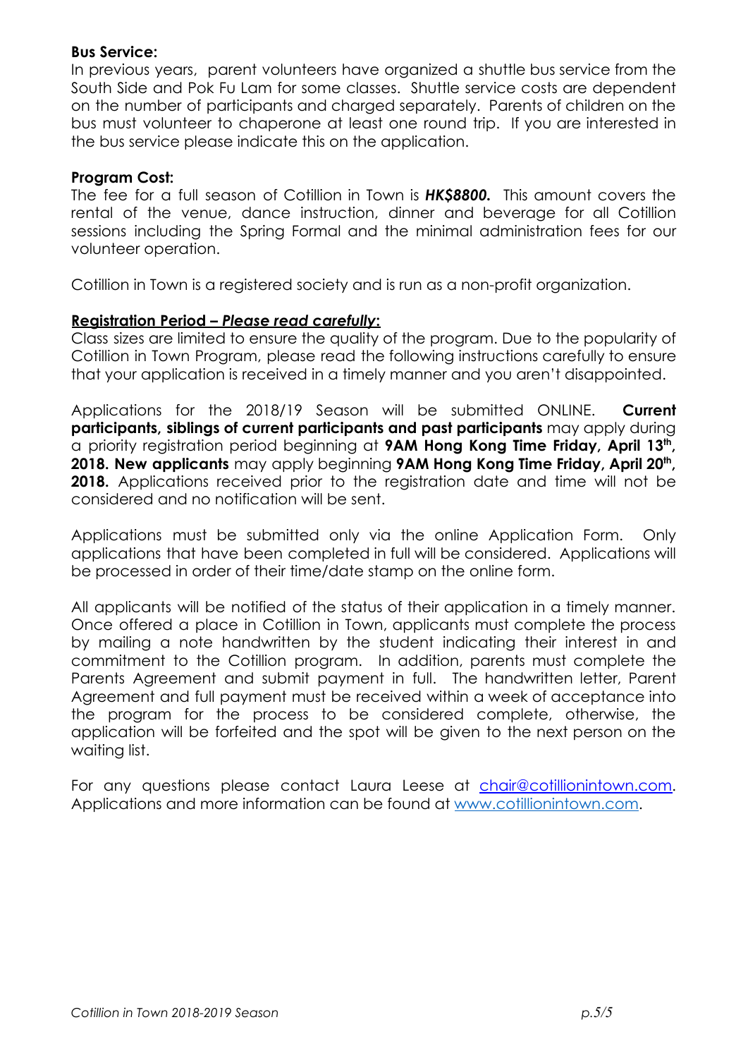**Bus Service:**
In previous years, parent volunteers have organized a shuttle bus service from the South Side and Pok Fu Lam for some classes. Shuttle service costs are dependent on the number of participants and charged separately. Parents of children on the bus must volunteer to chaperone at least one round trip. If you are interested in the bus service please indicate this on the application.

**Program Cost:**
The fee for a full season of Cotillion in Town is ***HK$8800.*** This amount covers the rental of the venue, dance instruction, dinner and beverage for all Cotillion sessions including the Spring Formal and the minimal administration fees for our volunteer operation.

Cotillion in Town is a registered society and is run as a non-profit organization.

**Registration Period – *Please read carefully*:**
Class sizes are limited to ensure the quality of the program. Due to the popularity of Cotillion in Town Program, please read the following instructions carefully to ensure that your application is received in a timely manner and you aren't disappointed.

Applications for the 2018/19 Season will be submitted ONLINE. **Current participants, siblings of current participants and past participants** may apply during a priority registration period beginning at **9AM Hong Kong Time Friday, April 13th, 2018. New applicants** may apply beginning **9AM Hong Kong Time Friday, April 20th, 2018.** Applications received prior to the registration date and time will not be considered and no notification will be sent.

Applications must be submitted only via the online Application Form. Only applications that have been completed in full will be considered. Applications will be processed in order of their time/date stamp on the online form.

All applicants will be notified of the status of their application in a timely manner. Once offered a place in Cotillion in Town, applicants must complete the process by mailing a note handwritten by the student indicating their interest in and commitment to the Cotillion program. In addition, parents must complete the Parents Agreement and submit payment in full. The handwritten letter, Parent Agreement and full payment must be received within a week of acceptance into the program for the process to be considered complete, otherwise, the application will be forfeited and the spot will be given to the next person on the waiting list.

For any questions please contact Laura Leese at chair@cotillionintown.com. Applications and more information can be found at www.cotillionintown.com.